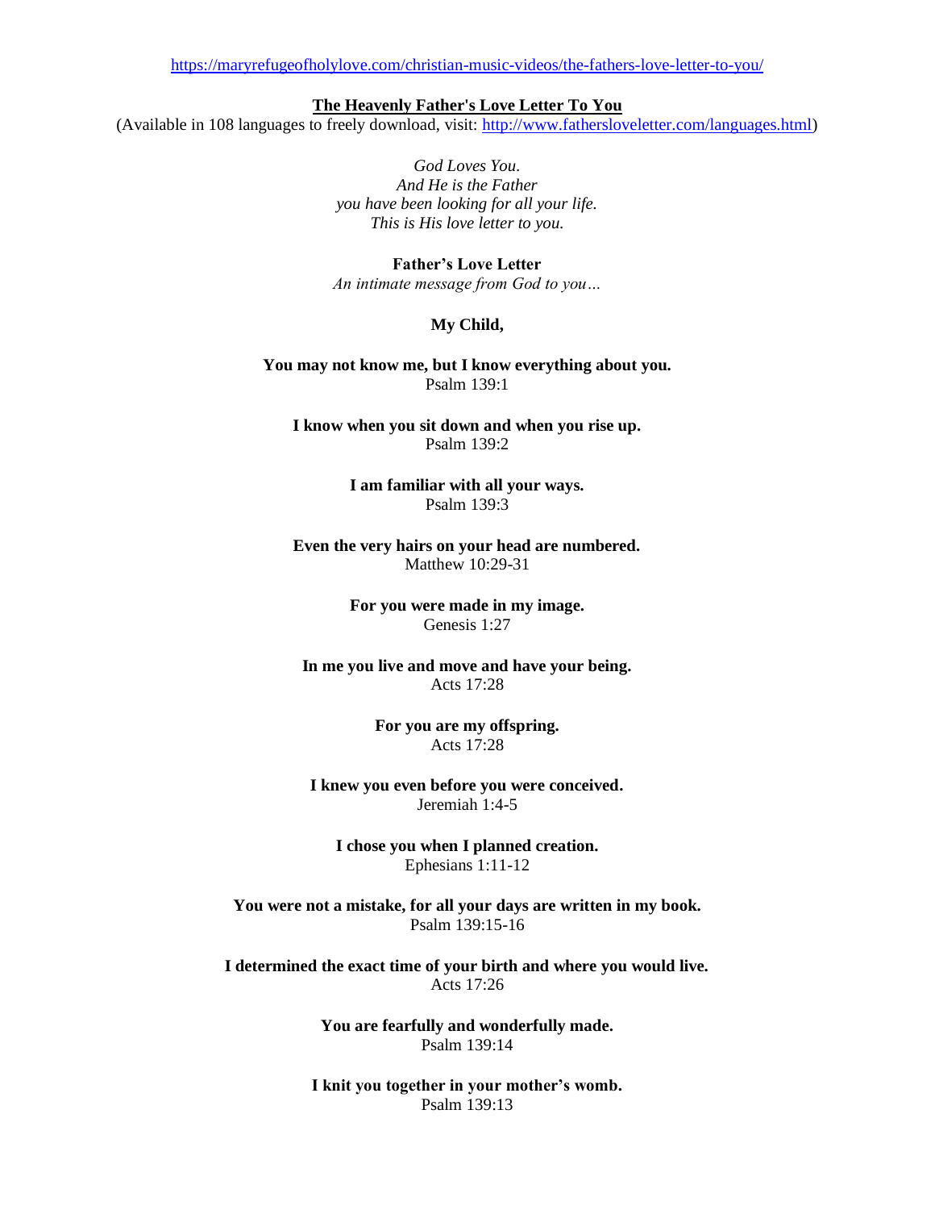https://maryrefugeofholylove.com/christian-music-videos/the-fathers-love-letter-to-you/

**The Heavenly Father's Love Letter To You**

(Available in 108 languages to freely download, visit: http://www.fathersloveletter.com/languages.html)

*God Loves You.*
*And He is the Father*
*you have been looking for all your life.*
*This is His love letter to you.*

**Father's Love Letter**
*An intimate message from God to you…*

**My Child,**

**You may not know me, but I know everything about you.**
Psalm 139:1

**I know when you sit down and when you rise up.**
Psalm 139:2

**I am familiar with all your ways.**
Psalm 139:3

**Even the very hairs on your head are numbered.**
Matthew 10:29-31

**For you were made in my image.**
Genesis 1:27

**In me you live and move and have your being.**
Acts 17:28

**For you are my offspring.**
Acts 17:28

**I knew you even before you were conceived.**
Jeremiah 1:4-5

**I chose you when I planned creation.**
Ephesians 1:11-12

**You were not a mistake, for all your days are written in my book.**
Psalm 139:15-16

**I determined the exact time of your birth and where you would live.**
Acts 17:26

**You are fearfully and wonderfully made.**
Psalm 139:14

**I knit you together in your mother's womb.**
Psalm 139:13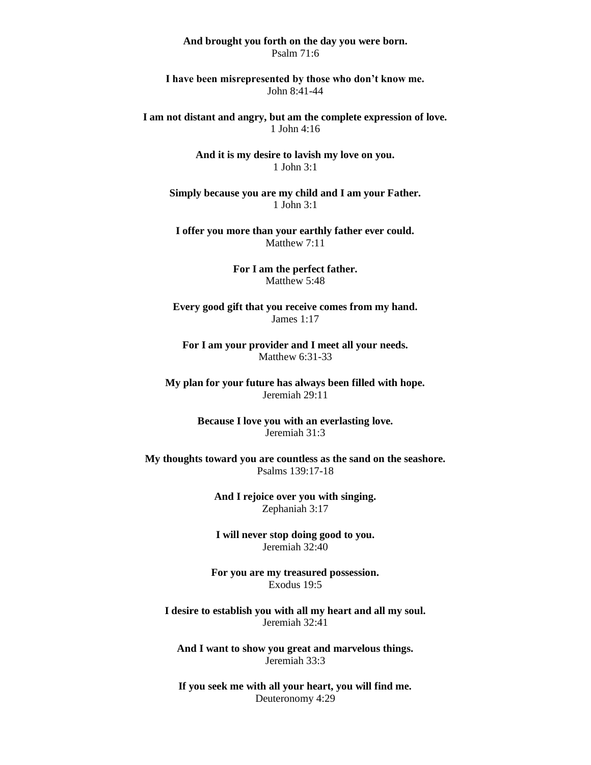**And brought you forth on the day you were born.**
Psalm 71:6

**I have been misrepresented by those who don't know me.**
John 8:41-44

**I am not distant and angry, but am the complete expression of love.**
1 John 4:16

**And it is my desire to lavish my love on you.**
1 John 3:1

**Simply because you are my child and I am your Father.**
1 John 3:1

**I offer you more than your earthly father ever could.**
Matthew 7:11

**For I am the perfect father.**
Matthew 5:48

**Every good gift that you receive comes from my hand.**
James 1:17

**For I am your provider and I meet all your needs.**
Matthew 6:31-33

**My plan for your future has always been filled with hope.**
Jeremiah 29:11

**Because I love you with an everlasting love.**
Jeremiah 31:3

**My thoughts toward you are countless as the sand on the seashore.**
Psalms 139:17-18

**And I rejoice over you with singing.**
Zephaniah 3:17

**I will never stop doing good to you.**
Jeremiah 32:40

**For you are my treasured possession.**
Exodus 19:5

**I desire to establish you with all my heart and all my soul.**
Jeremiah 32:41

**And I want to show you great and marvelous things.**
Jeremiah 33:3

**If you seek me with all your heart, you will find me.**
Deuteronomy 4:29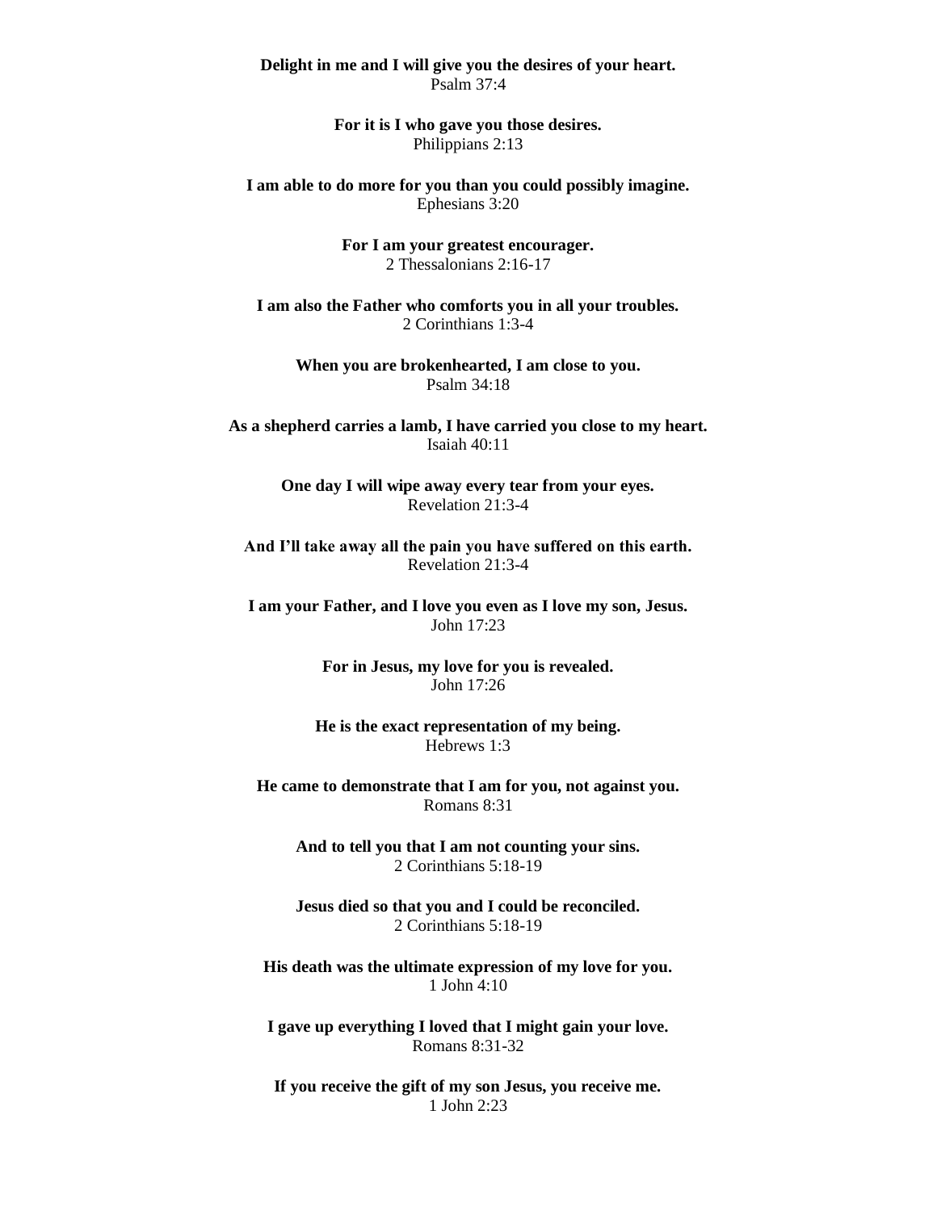**Delight in me and I will give you the desires of your heart.**
Psalm 37:4

**For it is I who gave you those desires.**
Philippians 2:13

**I am able to do more for you than you could possibly imagine.**
Ephesians 3:20

**For I am your greatest encourager.**
2 Thessalonians 2:16-17

**I am also the Father who comforts you in all your troubles.**
2 Corinthians 1:3-4

**When you are brokenhearted, I am close to you.**
Psalm 34:18

**As a shepherd carries a lamb, I have carried you close to my heart.**
Isaiah 40:11

**One day I will wipe away every tear from your eyes.**
Revelation 21:3-4

**And I'll take away all the pain you have suffered on this earth.**
Revelation 21:3-4

**I am your Father, and I love you even as I love my son, Jesus.**
John 17:23

**For in Jesus, my love for you is revealed.**
John 17:26

**He is the exact representation of my being.**
Hebrews 1:3

**He came to demonstrate that I am for you, not against you.**
Romans 8:31

**And to tell you that I am not counting your sins.**
2 Corinthians 5:18-19

**Jesus died so that you and I could be reconciled.**
2 Corinthians 5:18-19

**His death was the ultimate expression of my love for you.**
1 John 4:10

**I gave up everything I loved that I might gain your love.**
Romans 8:31-32

**If you receive the gift of my son Jesus, you receive me.**
1 John 2:23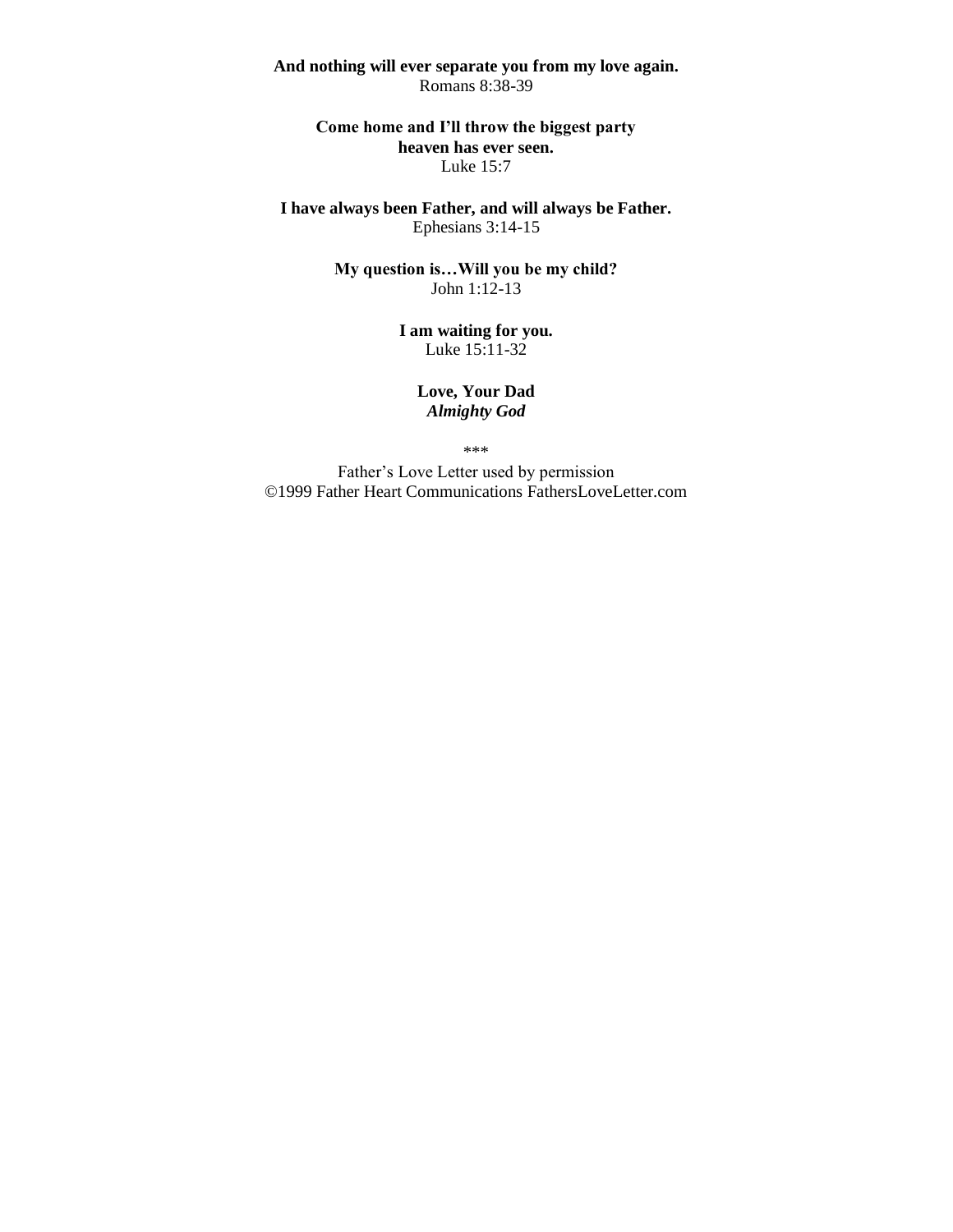**And nothing will ever separate you from my love again.**
Romans 8:38-39

**Come home and I'll throw the biggest party heaven has ever seen.**
Luke 15:7

**I have always been Father, and will always be Father.**
Ephesians 3:14-15

**My question is…Will you be my child?**
John 1:12-13

**I am waiting for you.**
Luke 15:11-32

**Love, Your Dad**
***Almighty God***

***

Father's Love Letter used by permission
©1999 Father Heart Communications FathersLoveLetter.com